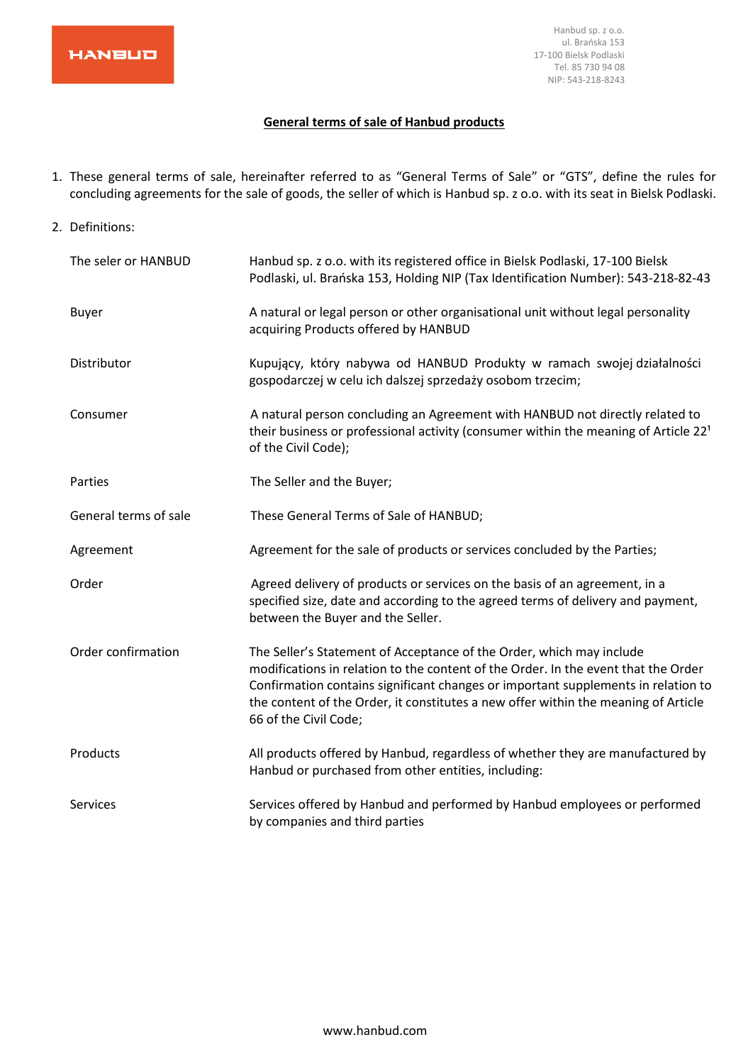Hanbud sp. z o.o.
ul. Brańska 153
17-100 Bielsk Podlaski
Tel. 85 730 94 08
NIP: 543-218-8243

## General terms of sale of Hanbud products

1. These general terms of sale, hereinafter referred to as "General Terms of Sale" or "GTS", define the rules for concluding agreements for the sale of goods, the seller of which is Hanbud sp. z o.o. with its seat in Bielsk Podlaski.

2. Definitions:

| | |
|---|---|
| The seler or HANBUD | Hanbud sp. z o.o. with its registered office in Bielsk Podlaski, 17-100 Bielsk Podlaski, ul. Brańska 153, Holding NIP (Tax Identification Number): 543-218-82-43 |
| Buyer | A natural or legal person or other organisational unit without legal personality acquiring Products offered by HANBUD |
| Distributor | Kupujący, który nabywa od HANBUD Produkty w ramach swojej działalności gospodarczej w celu ich dalszej sprzedaży osobom trzecim; |
| Consumer | A natural person concluding an Agreement with HANBUD not directly related to their business or professional activity (consumer within the meaning of Article $22^1$ of the Civil Code); |
| Parties | The Seller and the Buyer; |
| General terms of sale | These General Terms of Sale of HANBUD; |
| Agreement | Agreement for the sale of products or services concluded by the Parties; |
| Order | Agreed delivery of products or services on the basis of an agreement, in a specified size, date and according to the agreed terms of delivery and payment, between the Buyer and the Seller. |
| Order confirmation | The Seller's Statement of Acceptance of the Order, which may include modifications in relation to the content of the Order. In the event that the Order Confirmation contains significant changes or important supplements in relation to the content of the Order, it constitutes a new offer within the meaning of Article 66 of the Civil Code; |
| Products | All products offered by Hanbud, regardless of whether they are manufactured by Hanbud or purchased from other entities, including: |
| Services | Services offered by Hanbud and performed by Hanbud employees or performed by companies and third parties |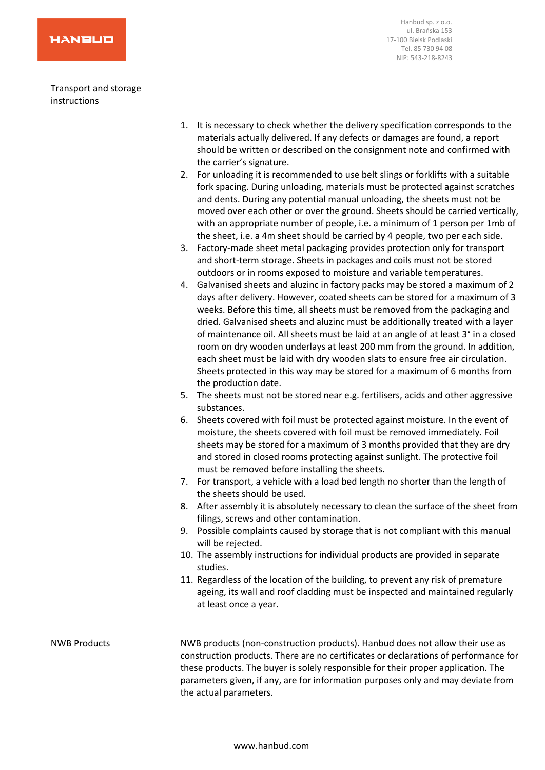## Transport and storage instructions

1. It is necessary to check whether the delivery specification corresponds to the materials actually delivered. If any defects or damages are found, a report should be written or described on the consignment note and confirmed with the carrier's signature.
2. For unloading it is recommended to use belt slings or forklifts with a suitable fork spacing. During unloading, materials must be protected against scratches and dents. During any potential manual unloading, the sheets must not be moved over each other or over the ground. Sheets should be carried vertically, with an appropriate number of people, i.e. a minimum of 1 person per 1mb of the sheet, i.e. a 4m sheet should be carried by 4 people, two per each side.
3. Factory-made sheet metal packaging provides protection only for transport and short-term storage. Sheets in packages and coils must not be stored outdoors or in rooms exposed to moisture and variable temperatures.
4. Galvanised sheets and aluzinc in factory packs may be stored a maximum of 2 days after delivery. However, coated sheets can be stored for a maximum of 3 weeks. Before this time, all sheets must be removed from the packaging and dried. Galvanised sheets and aluzinc must be additionally treated with a layer of maintenance oil. All sheets must be laid at an angle of at least 3° in a closed room on dry wooden underlays at least 200 mm from the ground. In addition, each sheet must be laid with dry wooden slats to ensure free air circulation. Sheets protected in this way may be stored for a maximum of 6 months from the production date.
5. The sheets must not be stored near e.g. fertilisers, acids and other aggressive substances.
6. Sheets covered with foil must be protected against moisture. In the event of moisture, the sheets covered with foil must be removed immediately. Foil sheets may be stored for a maximum of 3 months provided that they are dry and stored in closed rooms protecting against sunlight. The protective foil must be removed before installing the sheets.
7. For transport, a vehicle with a load bed length no shorter than the length of the sheets should be used.
8. After assembly it is absolutely necessary to clean the surface of the sheet from filings, screws and other contamination.
9. Possible complaints caused by storage that is not compliant with this manual will be rejected.
10. The assembly instructions for individual products are provided in separate studies.
11. Regardless of the location of the building, to prevent any risk of premature ageing, its wall and roof cladding must be inspected and maintained regularly at least once a year.

## NWB Products

NWB products (non-construction products). Hanbud does not allow their use as construction products. There are no certificates or declarations of performance for these products. The buyer is solely responsible for their proper application. The parameters given, if any, are for information purposes only and may deviate from the actual parameters.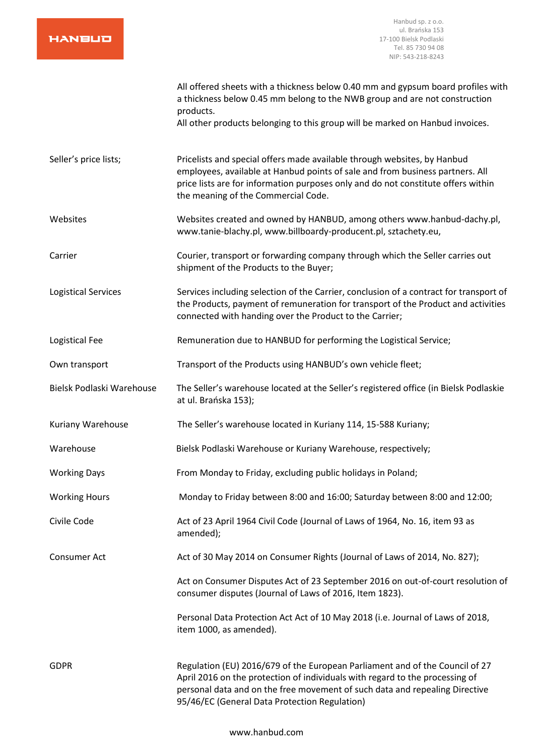| | |
|---|---|
| | All offered sheets with a thickness below 0.40 mm and gypsum board profiles with a thickness below 0.45 mm belong to the NWB group and are not construction products. All other products belonging to this group will be marked on Hanbud invoices. |
| Seller's price lists; | Pricelists and special offers made available through websites, by Hanbud employees, available at Hanbud points of sale and from business partners. All price lists are for information purposes only and do not constitute offers within the meaning of the Commercial Code. |
| Websites | Websites created and owned by HANBUD, among others www.hanbud-dachy.pl, www.tanie-blachy.pl, www.billboardy-producent.pl, sztachety.eu, |
| Carrier | Courier, transport or forwarding company through which the Seller carries out shipment of the Products to the Buyer; |
| Logistical Services | Services including selection of the Carrier, conclusion of a contract for transport of the Products, payment of remuneration for transport of the Product and activities connected with handing over the Product to the Carrier; |
| Logistical Fee | Remuneration due to HANBUD for performing the Logistical Service; |
| Own transport | Transport of the Products using HANBUD's own vehicle fleet; |
| Bielsk Podlaski Warehouse | The Seller's warehouse located at the Seller's registered office (in Bielsk Podlaskie at ul. Brańska 153); |
| Kuriany Warehouse | The Seller's warehouse located in Kuriany 114, 15-588 Kuriany; |
| Warehouse | Bielsk Podlaski Warehouse or Kuriany Warehouse, respectively; |
| Working Days | From Monday to Friday, excluding public holidays in Poland; |
| Working Hours | Monday to Friday between 8:00 and 16:00; Saturday between 8:00 and 12:00; |
| Civile Code | Act of 23 April 1964 Civil Code (Journal of Laws of 1964, No. 16, item 93 as amended); |
| Consumer Act | Act of 30 May 2014 on Consumer Rights (Journal of Laws of 2014, No. 827); |
| | Act on Consumer Disputes Act of 23 September 2016 on out-of-court resolution of consumer disputes (Journal of Laws of 2016, Item 1823). |
| | Personal Data Protection Act Act of 10 May 2018 (i.e. Journal of Laws of 2018, item 1000, as amended). |
| GDPR | Regulation (EU) 2016/679 of the European Parliament and of the Council of 27 April 2016 on the protection of individuals with regard to the processing of personal data and on the free movement of such data and repealing Directive 95/46/EC (General Data Protection Regulation) |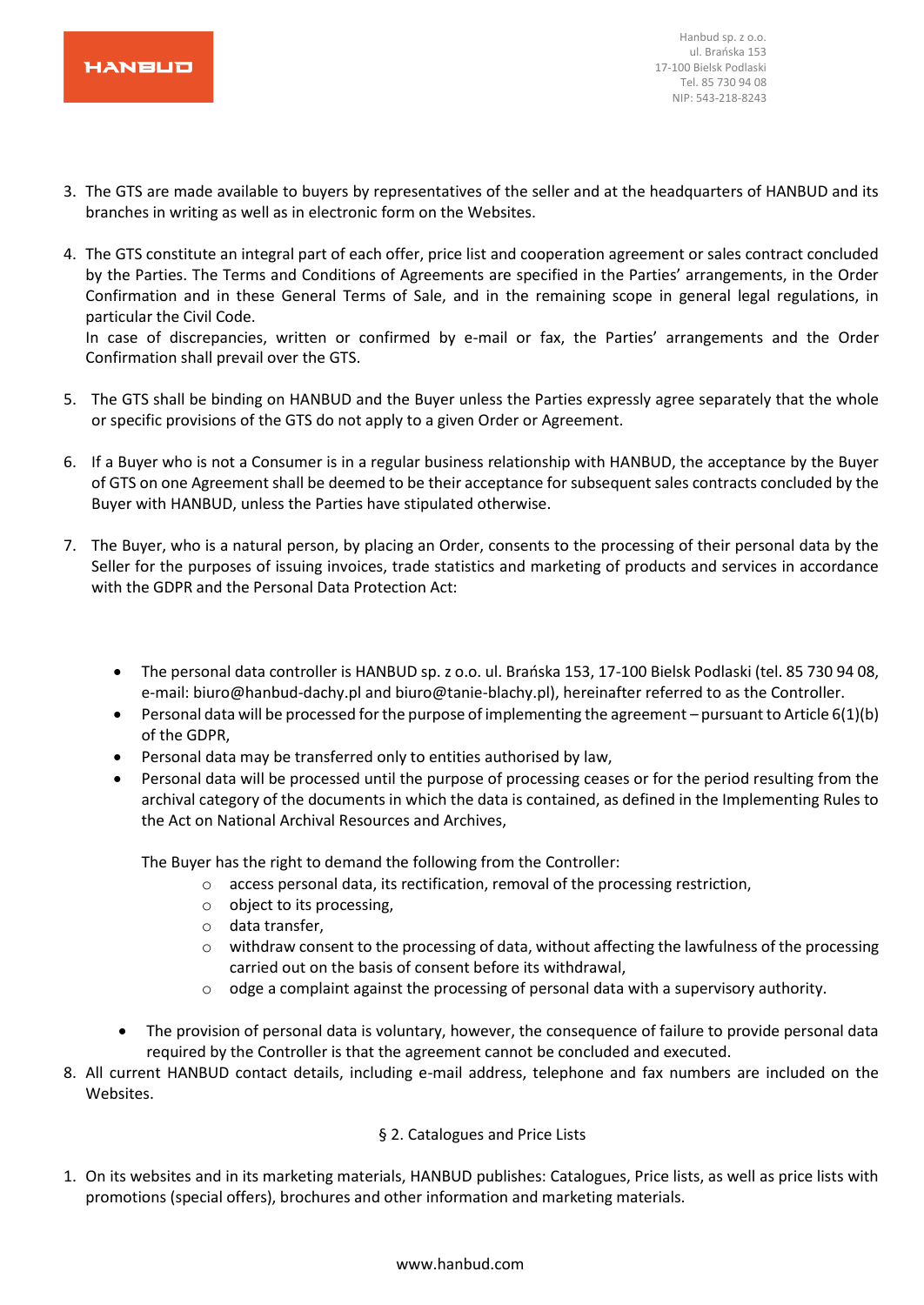3. The GTS are made available to buyers by representatives of the seller and at the headquarters of HANBUD and its branches in writing as well as in electronic form on the Websites.

4. The GTS constitute an integral part of each offer, price list and cooperation agreement or sales contract concluded by the Parties. The Terms and Conditions of Agreements are specified in the Parties' arrangements, in the Order Confirmation and in these General Terms of Sale, and in the remaining scope in general legal regulations, in particular the Civil Code.
   In case of discrepancies, written or confirmed by e-mail or fax, the Parties' arrangements and the Order Confirmation shall prevail over the GTS.

5. The GTS shall be binding on HANBUD and the Buyer unless the Parties expressly agree separately that the whole or specific provisions of the GTS do not apply to a given Order or Agreement.

6. If a Buyer who is not a Consumer is in a regular business relationship with HANBUD, the acceptance by the Buyer of GTS on one Agreement shall be deemed to be their acceptance for subsequent sales contracts concluded by the Buyer with HANBUD, unless the Parties have stipulated otherwise.

7. The Buyer, who is a natural person, by placing an Order, consents to the processing of their personal data by the Seller for the purposes of issuing invoices, trade statistics and marketing of products and services in accordance with the GDPR and the Personal Data Protection Act:

   - The personal data controller is HANBUD sp. z o.o. ul. Brańska 153, 17-100 Bielsk Podlaski (tel. 85 730 94 08, e-mail: biuro@hanbud-dachy.pl and biuro@tanie-blachy.pl), hereinafter referred to as the Controller.
   - Personal data will be processed for the purpose of implementing the agreement – pursuant to Article 6(1)(b) of the GDPR,
   - Personal data may be transferred only to entities authorised by law,
   - Personal data will be processed until the purpose of processing ceases or for the period resulting from the archival category of the documents in which the data is contained, as defined in the Implementing Rules to the Act on National Archival Resources and Archives,

     The Buyer has the right to demand the following from the Controller:
     - access personal data, its rectification, removal of the processing restriction,
     - object to its processing,
     - data transfer,
     - withdraw consent to the processing of data, without affecting the lawfulness of the processing carried out on the basis of consent before its withdrawal,
     - odge a complaint against the processing of personal data with a supervisory authority.

   - The provision of personal data is voluntary, however, the consequence of failure to provide personal data required by the Controller is that the agreement cannot be concluded and executed.

8. All current HANBUD contact details, including e-mail address, telephone and fax numbers are included on the Websites.

## § 2. Catalogues and Price Lists

1. On its websites and in its marketing materials, HANBUD publishes: Catalogues, Price lists, as well as price lists with promotions (special offers), brochures and other information and marketing materials.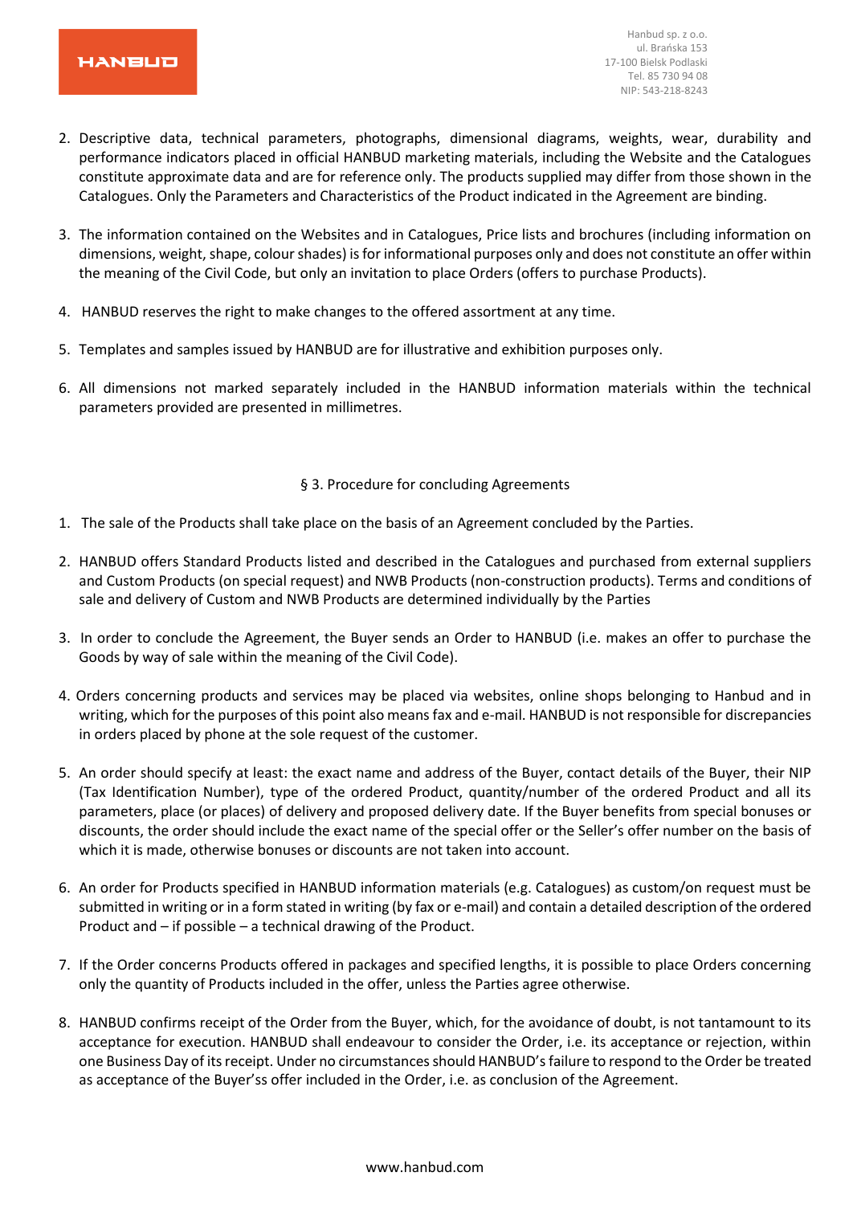2. Descriptive data, technical parameters, photographs, dimensional diagrams, weights, wear, durability and performance indicators placed in official HANBUD marketing materials, including the Website and the Catalogues constitute approximate data and are for reference only. The products supplied may differ from those shown in the Catalogues. Only the Parameters and Characteristics of the Product indicated in the Agreement are binding.

3. The information contained on the Websites and in Catalogues, Price lists and brochures (including information on dimensions, weight, shape, colour shades) is for informational purposes only and does not constitute an offer within the meaning of the Civil Code, but only an invitation to place Orders (offers to purchase Products).

4. HANBUD reserves the right to make changes to the offered assortment at any time.

5. Templates and samples issued by HANBUD are for illustrative and exhibition purposes only.

6. All dimensions not marked separately included in the HANBUD information materials within the technical parameters provided are presented in millimetres.

## § 3. Procedure for concluding Agreements

1. The sale of the Products shall take place on the basis of an Agreement concluded by the Parties.

2. HANBUD offers Standard Products listed and described in the Catalogues and purchased from external suppliers and Custom Products (on special request) and NWB Products (non-construction products). Terms and conditions of sale and delivery of Custom and NWB Products are determined individually by the Parties

3. In order to conclude the Agreement, the Buyer sends an Order to HANBUD (i.e. makes an offer to purchase the Goods by way of sale within the meaning of the Civil Code).

4. Orders concerning products and services may be placed via websites, online shops belonging to Hanbud and in writing, which for the purposes of this point also means fax and e-mail. HANBUD is not responsible for discrepancies in orders placed by phone at the sole request of the customer.

5. An order should specify at least: the exact name and address of the Buyer, contact details of the Buyer, their NIP (Tax Identification Number), type of the ordered Product, quantity/number of the ordered Product and all its parameters, place (or places) of delivery and proposed delivery date. If the Buyer benefits from special bonuses or discounts, the order should include the exact name of the special offer or the Seller's offer number on the basis of which it is made, otherwise bonuses or discounts are not taken into account.

6. An order for Products specified in HANBUD information materials (e.g. Catalogues) as custom/on request must be submitted in writing or in a form stated in writing (by fax or e-mail) and contain a detailed description of the ordered Product and – if possible – a technical drawing of the Product.

7. If the Order concerns Products offered in packages and specified lengths, it is possible to place Orders concerning only the quantity of Products included in the offer, unless the Parties agree otherwise.

8. HANBUD confirms receipt of the Order from the Buyer, which, for the avoidance of doubt, is not tantamount to its acceptance for execution. HANBUD shall endeavour to consider the Order, i.e. its acceptance or rejection, within one Business Day of its receipt. Under no circumstances should HANBUD's failure to respond to the Order be treated as acceptance of the Buyer'ss offer included in the Order, i.e. as conclusion of the Agreement.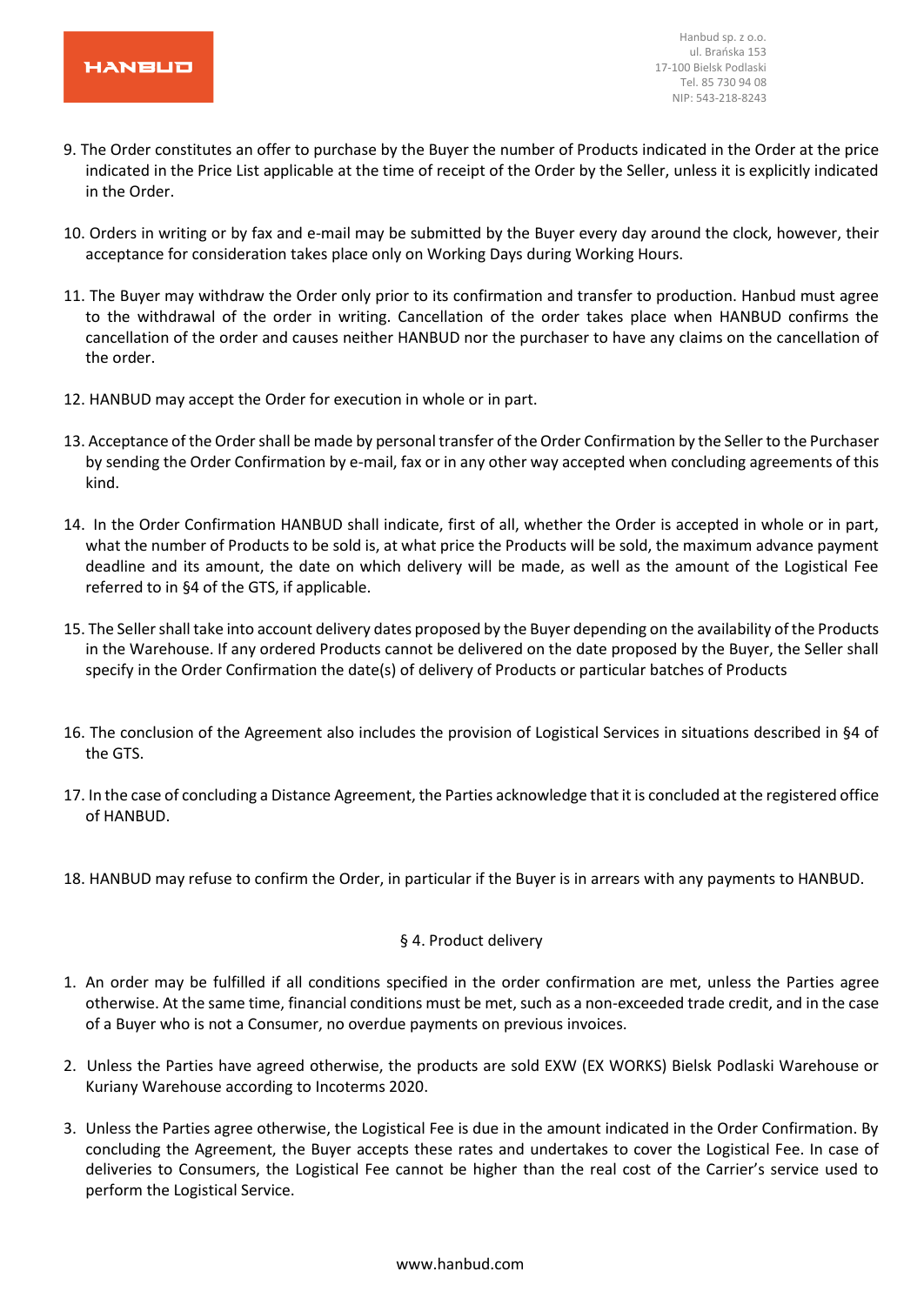9. The Order constitutes an offer to purchase by the Buyer the number of Products indicated in the Order at the price indicated in the Price List applicable at the time of receipt of the Order by the Seller, unless it is explicitly indicated in the Order.

10. Orders in writing or by fax and e-mail may be submitted by the Buyer every day around the clock, however, their acceptance for consideration takes place only on Working Days during Working Hours.

11. The Buyer may withdraw the Order only prior to its confirmation and transfer to production. Hanbud must agree to the withdrawal of the order in writing. Cancellation of the order takes place when HANBUD confirms the cancellation of the order and causes neither HANBUD nor the purchaser to have any claims on the cancellation of the order.

12. HANBUD may accept the Order for execution in whole or in part.

13. Acceptance of the Order shall be made by personal transfer of the Order Confirmation by the Seller to the Purchaser by sending the Order Confirmation by e-mail, fax or in any other way accepted when concluding agreements of this kind.

14. In the Order Confirmation HANBUD shall indicate, first of all, whether the Order is accepted in whole or in part, what the number of Products to be sold is, at what price the Products will be sold, the maximum advance payment deadline and its amount, the date on which delivery will be made, as well as the amount of the Logistical Fee referred to in §4 of the GTS, if applicable.

15. The Seller shall take into account delivery dates proposed by the Buyer depending on the availability of the Products in the Warehouse. If any ordered Products cannot be delivered on the date proposed by the Buyer, the Seller shall specify in the Order Confirmation the date(s) of delivery of Products or particular batches of Products

16. The conclusion of the Agreement also includes the provision of Logistical Services in situations described in §4 of the GTS.

17. In the case of concluding a Distance Agreement, the Parties acknowledge that it is concluded at the registered office of HANBUD.

18. HANBUD may refuse to confirm the Order, in particular if the Buyer is in arrears with any payments to HANBUD.

## § 4. Product delivery

1. An order may be fulfilled if all conditions specified in the order confirmation are met, unless the Parties agree otherwise. At the same time, financial conditions must be met, such as a non-exceeded trade credit, and in the case of a Buyer who is not a Consumer, no overdue payments on previous invoices.

2. Unless the Parties have agreed otherwise, the products are sold EXW (EX WORKS) Bielsk Podlaski Warehouse or Kuriany Warehouse according to Incoterms 2020.

3. Unless the Parties agree otherwise, the Logistical Fee is due in the amount indicated in the Order Confirmation. By concluding the Agreement, the Buyer accepts these rates and undertakes to cover the Logistical Fee. In case of deliveries to Consumers, the Logistical Fee cannot be higher than the real cost of the Carrier's service used to perform the Logistical Service.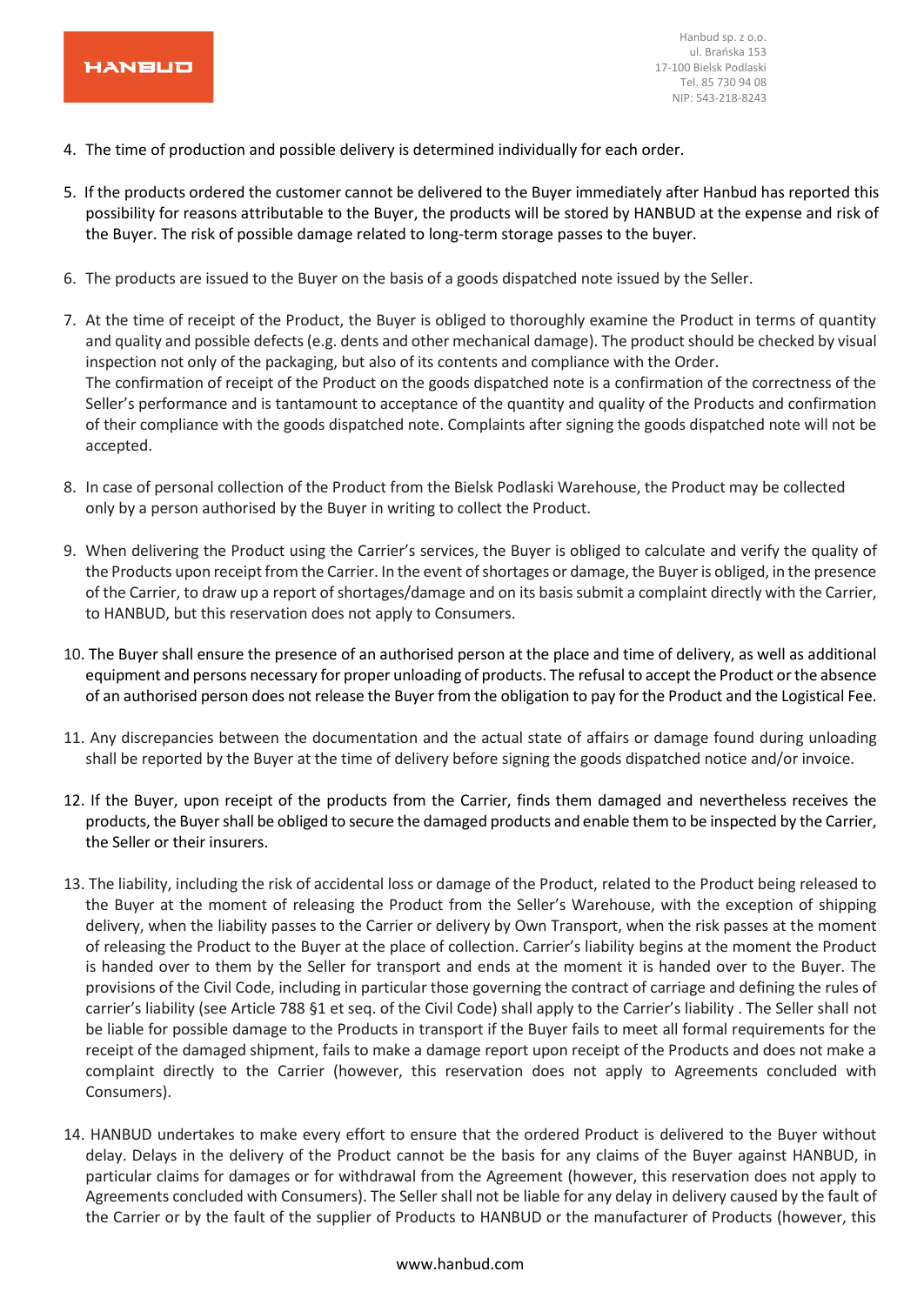4. The time of production and possible delivery is determined individually for each order.

5. If the products ordered the customer cannot be delivered to the Buyer immediately after Hanbud has reported this possibility for reasons attributable to the Buyer, the products will be stored by HANBUD at the expense and risk of the Buyer. The risk of possible damage related to long-term storage passes to the buyer.

6. The products are issued to the Buyer on the basis of a goods dispatched note issued by the Seller.

7. At the time of receipt of the Product, the Buyer is obliged to thoroughly examine the Product in terms of quantity and quality and possible defects (e.g. dents and other mechanical damage). The product should be checked by visual inspection not only of the packaging, but also of its contents and compliance with the Order.
   The confirmation of receipt of the Product on the goods dispatched note is a confirmation of the correctness of the Seller's performance and is tantamount to acceptance of the quantity and quality of the Products and confirmation of their compliance with the goods dispatched note. Complaints after signing the goods dispatched note will not be accepted.

8. In case of personal collection of the Product from the Bielsk Podlaski Warehouse, the Product may be collected only by a person authorised by the Buyer in writing to collect the Product.

9. When delivering the Product using the Carrier's services, the Buyer is obliged to calculate and verify the quality of the Products upon receipt from the Carrier. In the event of shortages or damage, the Buyer is obliged, in the presence of the Carrier, to draw up a report of shortages/damage and on its basis submit a complaint directly with the Carrier, to HANBUD, but this reservation does not apply to Consumers.

10. The Buyer shall ensure the presence of an authorised person at the place and time of delivery, as well as additional equipment and persons necessary for proper unloading of products. The refusal to accept the Product or the absence of an authorised person does not release the Buyer from the obligation to pay for the Product and the Logistical Fee.

11. Any discrepancies between the documentation and the actual state of affairs or damage found during unloading shall be reported by the Buyer at the time of delivery before signing the goods dispatched notice and/or invoice.

12. If the Buyer, upon receipt of the products from the Carrier, finds them damaged and nevertheless receives the products, the Buyer shall be obliged to secure the damaged products and enable them to be inspected by the Carrier, the Seller or their insurers.

13. The liability, including the risk of accidental loss or damage of the Product, related to the Product being released to the Buyer at the moment of releasing the Product from the Seller's Warehouse, with the exception of shipping delivery, when the liability passes to the Carrier or delivery by Own Transport, when the risk passes at the moment of releasing the Product to the Buyer at the place of collection. Carrier's liability begins at the moment the Product is handed over to them by the Seller for transport and ends at the moment it is handed over to the Buyer. The provisions of the Civil Code, including in particular those governing the contract of carriage and defining the rules of carrier's liability (see Article 788 §1 et seq. of the Civil Code) shall apply to the Carrier's liability . The Seller shall not be liable for possible damage to the Products in transport if the Buyer fails to meet all formal requirements for the receipt of the damaged shipment, fails to make a damage report upon receipt of the Products and does not make a complaint directly to the Carrier (however, this reservation does not apply to Agreements concluded with Consumers).

14. HANBUD undertakes to make every effort to ensure that the ordered Product is delivered to the Buyer without delay. Delays in the delivery of the Product cannot be the basis for any claims of the Buyer against HANBUD, in particular claims for damages or for withdrawal from the Agreement (however, this reservation does not apply to Agreements concluded with Consumers). The Seller shall not be liable for any delay in delivery caused by the fault of the Carrier or by the fault of the supplier of Products to HANBUD or the manufacturer of Products (however, this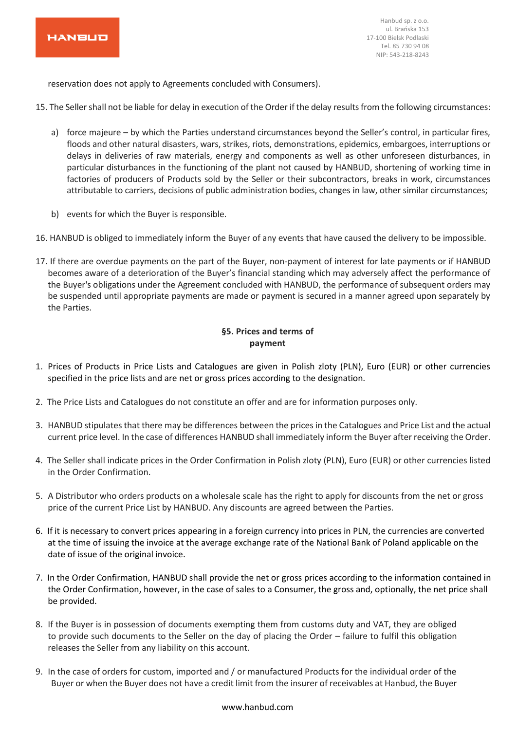reservation does not apply to Agreements concluded with Consumers).

15. The Seller shall not be liable for delay in execution of the Order if the delay results from the following circumstances:

    a) force majeure – by which the Parties understand circumstances beyond the Seller's control, in particular fires, floods and other natural disasters, wars, strikes, riots, demonstrations, epidemics, embargoes, interruptions or delays in deliveries of raw materials, energy and components as well as other unforeseen disturbances, in particular disturbances in the functioning of the plant not caused by HANBUD, shortening of working time in factories of producers of Products sold by the Seller or their subcontractors, breaks in work, circumstances attributable to carriers, decisions of public administration bodies, changes in law, other similar circumstances;

    b) events for which the Buyer is responsible.

16. HANBUD is obliged to immediately inform the Buyer of any events that have caused the delivery to be impossible.

17. If there are overdue payments on the part of the Buyer, non-payment of interest for late payments or if HANBUD becomes aware of a deterioration of the Buyer's financial standing which may adversely affect the performance of the Buyer's obligations under the Agreement concluded with HANBUD, the performance of subsequent orders may be suspended until appropriate payments are made or payment is secured in a manner agreed upon separately by the Parties.

## §5. Prices and terms of payment

1. Prices of Products in Price Lists and Catalogues are given in Polish zloty (PLN), Euro (EUR) or other currencies specified in the price lists and are net or gross prices according to the designation.

2. The Price Lists and Catalogues do not constitute an offer and are for information purposes only.

3. HANBUD stipulates that there may be differences between the prices in the Catalogues and Price List and the actual current price level. In the case of differences HANBUD shall immediately inform the Buyer after receiving the Order.

4. The Seller shall indicate prices in the Order Confirmation in Polish zloty (PLN), Euro (EUR) or other currencies listed in the Order Confirmation.

5. A Distributor who orders products on a wholesale scale has the right to apply for discounts from the net or gross price of the current Price List by HANBUD. Any discounts are agreed between the Parties.

6. If it is necessary to convert prices appearing in a foreign currency into prices in PLN, the currencies are converted at the time of issuing the invoice at the average exchange rate of the National Bank of Poland applicable on the date of issue of the original invoice.

7. In the Order Confirmation, HANBUD shall provide the net or gross prices according to the information contained in the Order Confirmation, however, in the case of sales to a Consumer, the gross and, optionally, the net price shall be provided.

8. If the Buyer is in possession of documents exempting them from customs duty and VAT, they are obliged to provide such documents to the Seller on the day of placing the Order – failure to fulfil this obligation releases the Seller from any liability on this account.

9. In the case of orders for custom, imported and / or manufactured Products for the individual order of the Buyer or when the Buyer does not have a credit limit from the insurer of receivables at Hanbud, the Buyer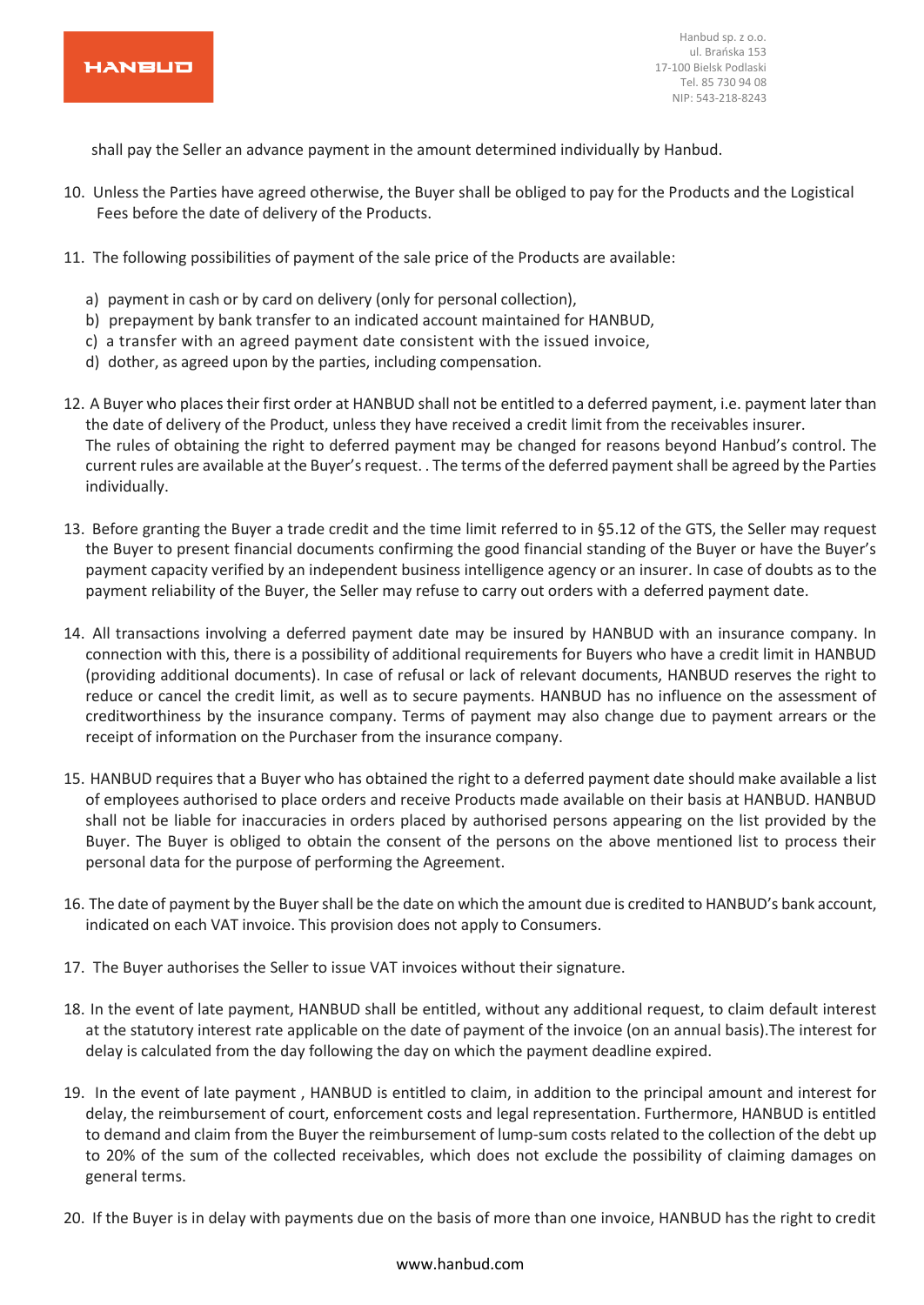shall pay the Seller an advance payment in the amount determined individually by Hanbud.

10. Unless the Parties have agreed otherwise, the Buyer shall be obliged to pay for the Products and the Logistical Fees before the date of delivery of the Products.

11. The following possibilities of payment of the sale price of the Products are available:

    a) payment in cash or by card on delivery (only for personal collection),
    b) prepayment by bank transfer to an indicated account maintained for HANBUD,
    c) a transfer with an agreed payment date consistent with the issued invoice,
    d) dother, as agreed upon by the parties, including compensation.

12. A Buyer who places their first order at HANBUD shall not be entitled to a deferred payment, i.e. payment later than the date of delivery of the Product, unless they have received a credit limit from the receivables insurer. The rules of obtaining the right to deferred payment may be changed for reasons beyond Hanbud's control. The current rules are available at the Buyer's request. . The terms of the deferred payment shall be agreed by the Parties individually.

13. Before granting the Buyer a trade credit and the time limit referred to in §5.12 of the GTS, the Seller may request the Buyer to present financial documents confirming the good financial standing of the Buyer or have the Buyer's payment capacity verified by an independent business intelligence agency or an insurer. In case of doubts as to the payment reliability of the Buyer, the Seller may refuse to carry out orders with a deferred payment date.

14. All transactions involving a deferred payment date may be insured by HANBUD with an insurance company. In connection with this, there is a possibility of additional requirements for Buyers who have a credit limit in HANBUD (providing additional documents). In case of refusal or lack of relevant documents, HANBUD reserves the right to reduce or cancel the credit limit, as well as to secure payments. HANBUD has no influence on the assessment of creditworthiness by the insurance company. Terms of payment may also change due to payment arrears or the receipt of information on the Purchaser from the insurance company.

15. HANBUD requires that a Buyer who has obtained the right to a deferred payment date should make available a list of employees authorised to place orders and receive Products made available on their basis at HANBUD. HANBUD shall not be liable for inaccuracies in orders placed by authorised persons appearing on the list provided by the Buyer. The Buyer is obliged to obtain the consent of the persons on the above mentioned list to process their personal data for the purpose of performing the Agreement.

16. The date of payment by the Buyer shall be the date on which the amount due is credited to HANBUD's bank account, indicated on each VAT invoice. This provision does not apply to Consumers.

17. The Buyer authorises the Seller to issue VAT invoices without their signature.

18. In the event of late payment, HANBUD shall be entitled, without any additional request, to claim default interest at the statutory interest rate applicable on the date of payment of the invoice (on an annual basis).The interest for delay is calculated from the day following the day on which the payment deadline expired.

19. In the event of late payment , HANBUD is entitled to claim, in addition to the principal amount and interest for delay, the reimbursement of court, enforcement costs and legal representation. Furthermore, HANBUD is entitled to demand and claim from the Buyer the reimbursement of lump-sum costs related to the collection of the debt up to 20% of the sum of the collected receivables, which does not exclude the possibility of claiming damages on general terms.

20. If the Buyer is in delay with payments due on the basis of more than one invoice, HANBUD has the right to credit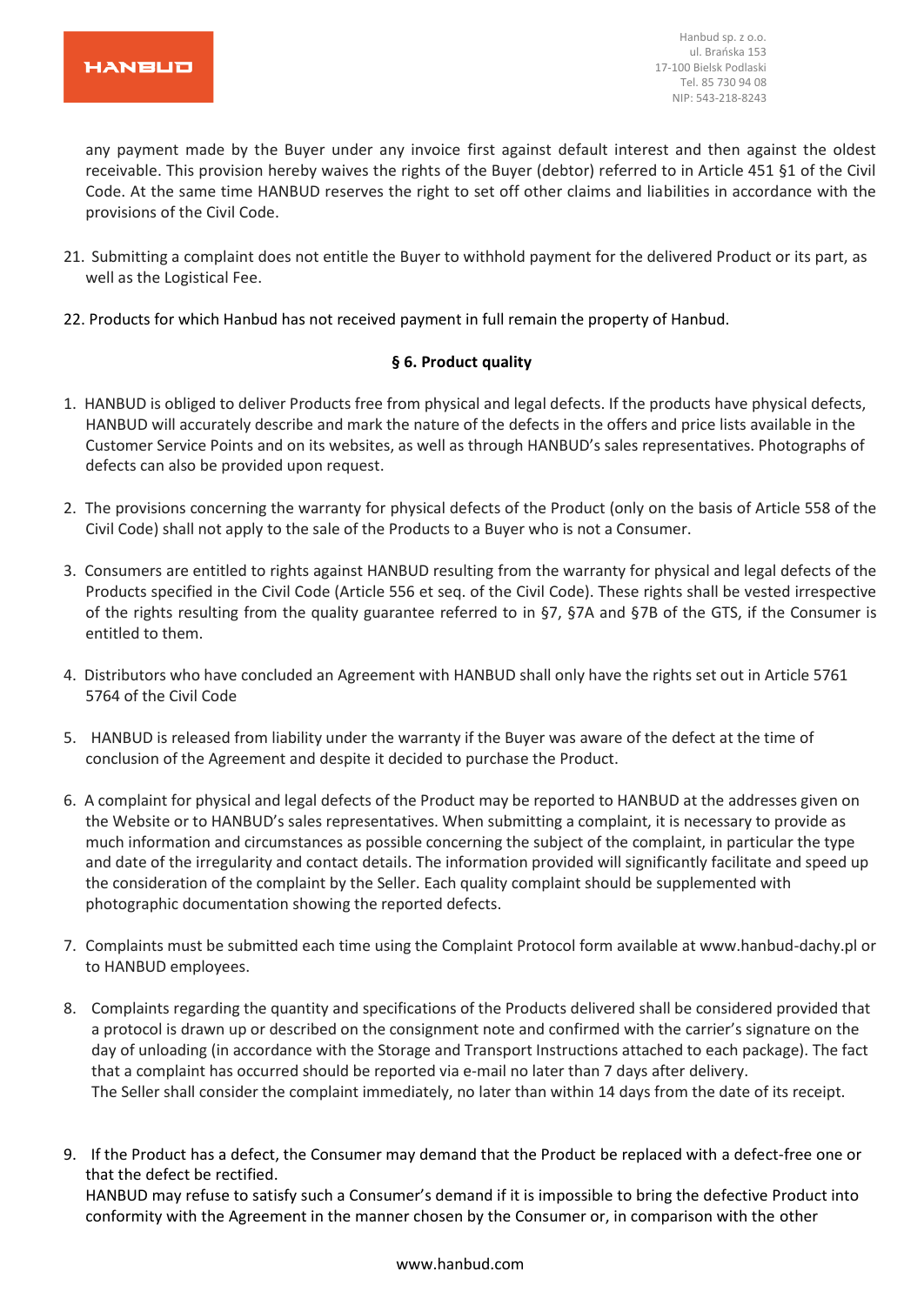any payment made by the Buyer under any invoice first against default interest and then against the oldest receivable. This provision hereby waives the rights of the Buyer (debtor) referred to in Article 451 §1 of the Civil Code. At the same time HANBUD reserves the right to set off other claims and liabilities in accordance with the provisions of the Civil Code.

21. Submitting a complaint does not entitle the Buyer to withhold payment for the delivered Product or its part, as well as the Logistical Fee.

22. Products for which Hanbud has not received payment in full remain the property of Hanbud.

## § 6. Product quality

1. HANBUD is obliged to deliver Products free from physical and legal defects. If the products have physical defects, HANBUD will accurately describe and mark the nature of the defects in the offers and price lists available in the Customer Service Points and on its websites, as well as through HANBUD's sales representatives. Photographs of defects can also be provided upon request.

2. The provisions concerning the warranty for physical defects of the Product (only on the basis of Article 558 of the Civil Code) shall not apply to the sale of the Products to a Buyer who is not a Consumer.

3. Consumers are entitled to rights against HANBUD resulting from the warranty for physical and legal defects of the Products specified in the Civil Code (Article 556 et seq. of the Civil Code). These rights shall be vested irrespective of the rights resulting from the quality guarantee referred to in §7, §7A and §7B of the GTS, if the Consumer is entitled to them.

4. Distributors who have concluded an Agreement with HANBUD shall only have the rights set out in Article 5761 5764 of the Civil Code

5. HANBUD is released from liability under the warranty if the Buyer was aware of the defect at the time of conclusion of the Agreement and despite it decided to purchase the Product.

6. A complaint for physical and legal defects of the Product may be reported to HANBUD at the addresses given on the Website or to HANBUD's sales representatives. When submitting a complaint, it is necessary to provide as much information and circumstances as possible concerning the subject of the complaint, in particular the type and date of the irregularity and contact details. The information provided will significantly facilitate and speed up the consideration of the complaint by the Seller. Each quality complaint should be supplemented with photographic documentation showing the reported defects.

7. Complaints must be submitted each time using the Complaint Protocol form available at www.hanbud-dachy.pl or to HANBUD employees.

8. Complaints regarding the quantity and specifications of the Products delivered shall be considered provided that a protocol is drawn up or described on the consignment note and confirmed with the carrier's signature on the day of unloading (in accordance with the Storage and Transport Instructions attached to each package). The fact that a complaint has occurred should be reported via e-mail no later than 7 days after delivery.
   The Seller shall consider the complaint immediately, no later than within 14 days from the date of its receipt.

9. If the Product has a defect, the Consumer may demand that the Product be replaced with a defect-free one or that the defect be rectified.
   HANBUD may refuse to satisfy such a Consumer's demand if it is impossible to bring the defective Product into conformity with the Agreement in the manner chosen by the Consumer or, in comparison with the other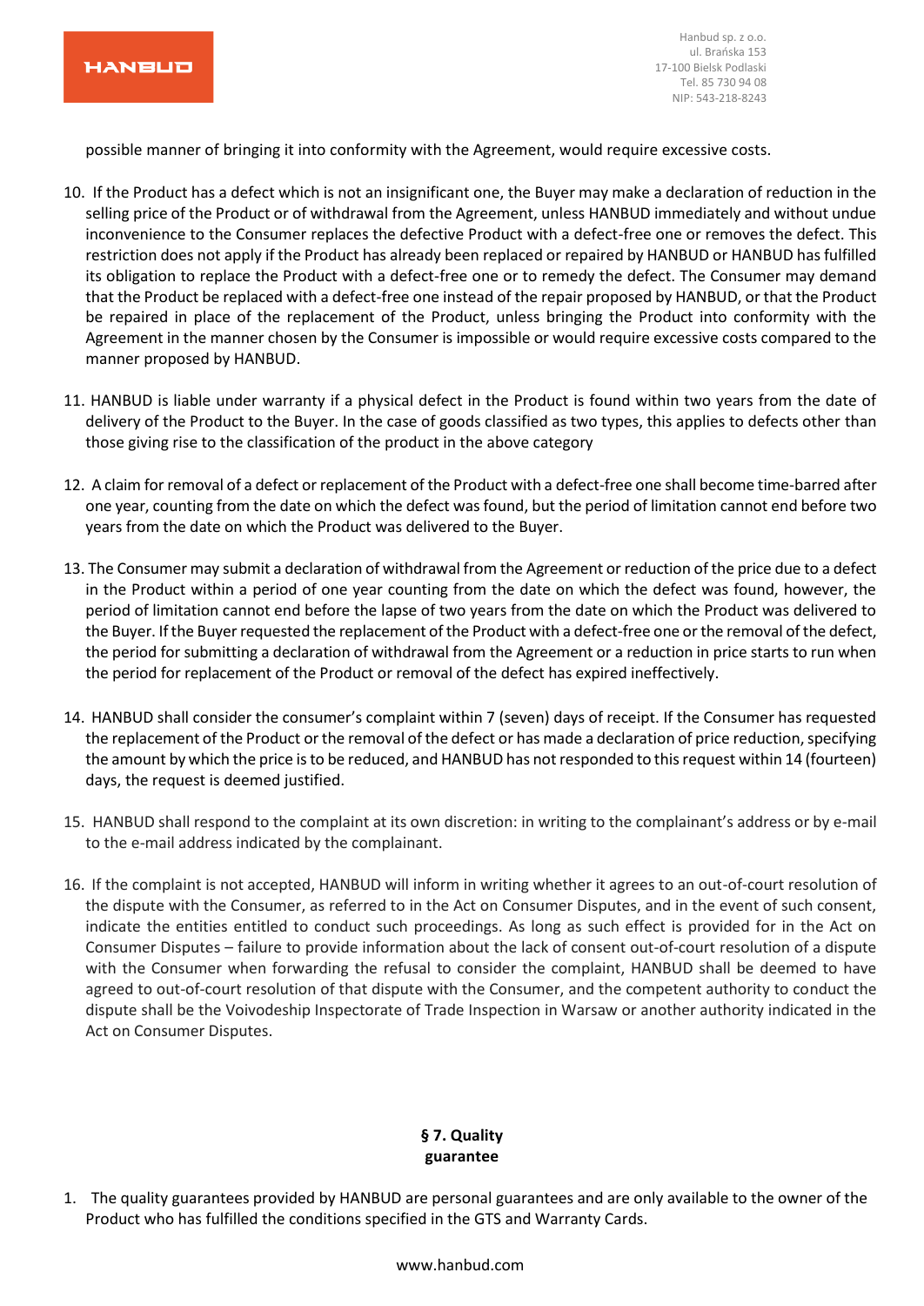possible manner of bringing it into conformity with the Agreement, would require excessive costs.

10. If the Product has a defect which is not an insignificant one, the Buyer may make a declaration of reduction in the selling price of the Product or of withdrawal from the Agreement, unless HANBUD immediately and without undue inconvenience to the Consumer replaces the defective Product with a defect-free one or removes the defect. This restriction does not apply if the Product has already been replaced or repaired by HANBUD or HANBUD has fulfilled its obligation to replace the Product with a defect-free one or to remedy the defect. The Consumer may demand that the Product be replaced with a defect-free one instead of the repair proposed by HANBUD, or that the Product be repaired in place of the replacement of the Product, unless bringing the Product into conformity with the Agreement in the manner chosen by the Consumer is impossible or would require excessive costs compared to the manner proposed by HANBUD.

11. HANBUD is liable under warranty if a physical defect in the Product is found within two years from the date of delivery of the Product to the Buyer. In the case of goods classified as two types, this applies to defects other than those giving rise to the classification of the product in the above category

12. A claim for removal of a defect or replacement of the Product with a defect-free one shall become time-barred after one year, counting from the date on which the defect was found, but the period of limitation cannot end before two years from the date on which the Product was delivered to the Buyer.

13. The Consumer may submit a declaration of withdrawal from the Agreement or reduction of the price due to a defect in the Product within a period of one year counting from the date on which the defect was found, however, the period of limitation cannot end before the lapse of two years from the date on which the Product was delivered to the Buyer. If the Buyer requested the replacement of the Product with a defect-free one or the removal of the defect, the period for submitting a declaration of withdrawal from the Agreement or a reduction in price starts to run when the period for replacement of the Product or removal of the defect has expired ineffectively.

14. HANBUD shall consider the consumer's complaint within 7 (seven) days of receipt. If the Consumer has requested the replacement of the Product or the removal of the defect or has made a declaration of price reduction, specifying the amount by which the price is to be reduced, and HANBUD has not responded to this request within 14 (fourteen) days, the request is deemed justified.

15. HANBUD shall respond to the complaint at its own discretion: in writing to the complainant's address or by e-mail to the e-mail address indicated by the complainant.

16. If the complaint is not accepted, HANBUD will inform in writing whether it agrees to an out-of-court resolution of the dispute with the Consumer, as referred to in the Act on Consumer Disputes, and in the event of such consent, indicate the entities entitled to conduct such proceedings. As long as such effect is provided for in the Act on Consumer Disputes – failure to provide information about the lack of consent out-of-court resolution of a dispute with the Consumer when forwarding the refusal to consider the complaint, HANBUD shall be deemed to have agreed to out-of-court resolution of that dispute with the Consumer, and the competent authority to conduct the dispute shall be the Voivodeship Inspectorate of Trade Inspection in Warsaw or another authority indicated in the Act on Consumer Disputes.

## § 7. Quality guarantee

1. The quality guarantees provided by HANBUD are personal guarantees and are only available to the owner of the Product who has fulfilled the conditions specified in the GTS and Warranty Cards.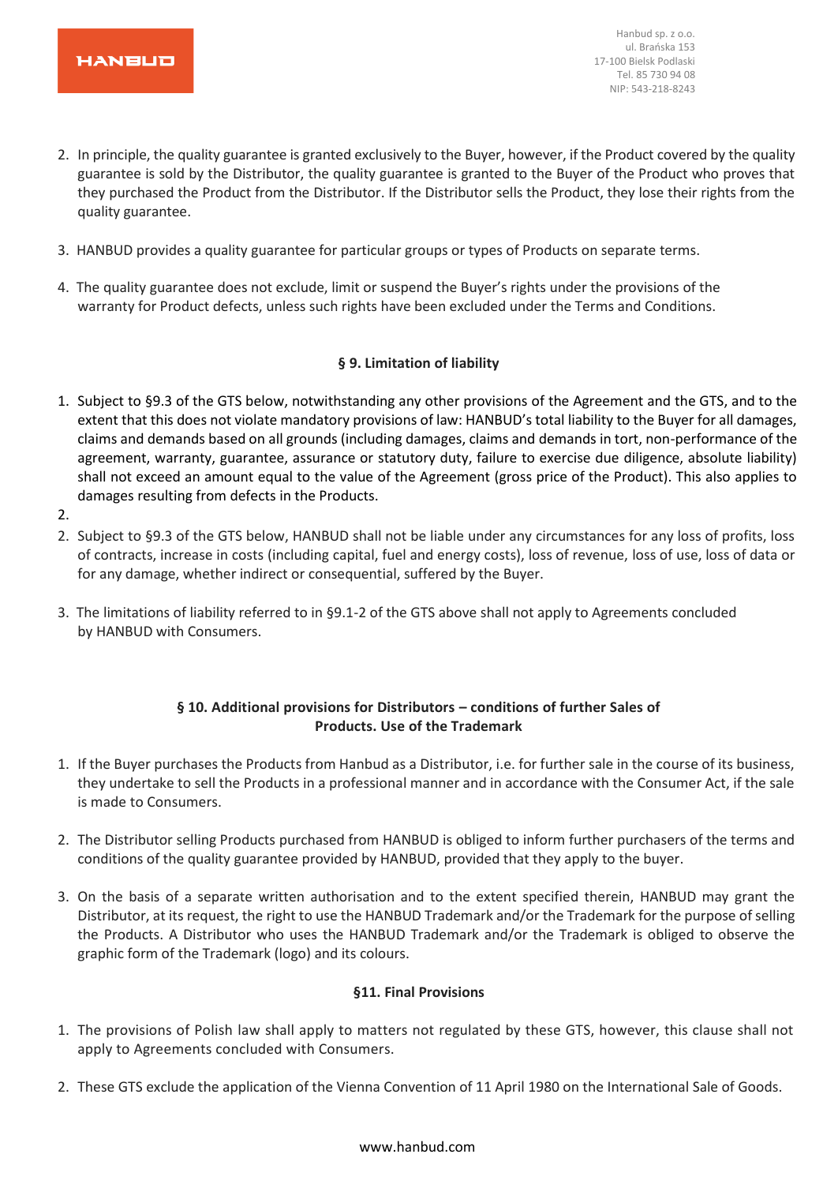2. In principle, the quality guarantee is granted exclusively to the Buyer, however, if the Product covered by the quality guarantee is sold by the Distributor, the quality guarantee is granted to the Buyer of the Product who proves that they purchased the Product from the Distributor. If the Distributor sells the Product, they lose their rights from the quality guarantee.

3. HANBUD provides a quality guarantee for particular groups or types of Products on separate terms.

4. The quality guarantee does not exclude, limit or suspend the Buyer's rights under the provisions of the warranty for Product defects, unless such rights have been excluded under the Terms and Conditions.

## § 9. Limitation of liability

1. Subject to §9.3 of the GTS below, notwithstanding any other provisions of the Agreement and the GTS, and to the extent that this does not violate mandatory provisions of law: HANBUD's total liability to the Buyer for all damages, claims and demands based on all grounds (including damages, claims and demands in tort, non-performance of the agreement, warranty, guarantee, assurance or statutory duty, failure to exercise due diligence, absolute liability) shall not exceed an amount equal to the value of the Agreement (gross price of the Product). This also applies to damages resulting from defects in the Products.
2. 
2. Subject to §9.3 of the GTS below, HANBUD shall not be liable under any circumstances for any loss of profits, loss of contracts, increase in costs (including capital, fuel and energy costs), loss of revenue, loss of use, loss of data or for any damage, whether indirect or consequential, suffered by the Buyer.

3. The limitations of liability referred to in §9.1-2 of the GTS above shall not apply to Agreements concluded by HANBUD with Consumers.

## § 10. Additional provisions for Distributors – conditions of further Sales of Products. Use of the Trademark

1. If the Buyer purchases the Products from Hanbud as a Distributor, i.e. for further sale in the course of its business, they undertake to sell the Products in a professional manner and in accordance with the Consumer Act, if the sale is made to Consumers.

2. The Distributor selling Products purchased from HANBUD is obliged to inform further purchasers of the terms and conditions of the quality guarantee provided by HANBUD, provided that they apply to the buyer.

3. On the basis of a separate written authorisation and to the extent specified therein, HANBUD may grant the Distributor, at its request, the right to use the HANBUD Trademark and/or the Trademark for the purpose of selling the Products. A Distributor who uses the HANBUD Trademark and/or the Trademark is obliged to observe the graphic form of the Trademark (logo) and its colours.

## §11. Final Provisions

1. The provisions of Polish law shall apply to matters not regulated by these GTS, however, this clause shall not apply to Agreements concluded with Consumers.

2. These GTS exclude the application of the Vienna Convention of 11 April 1980 on the International Sale of Goods.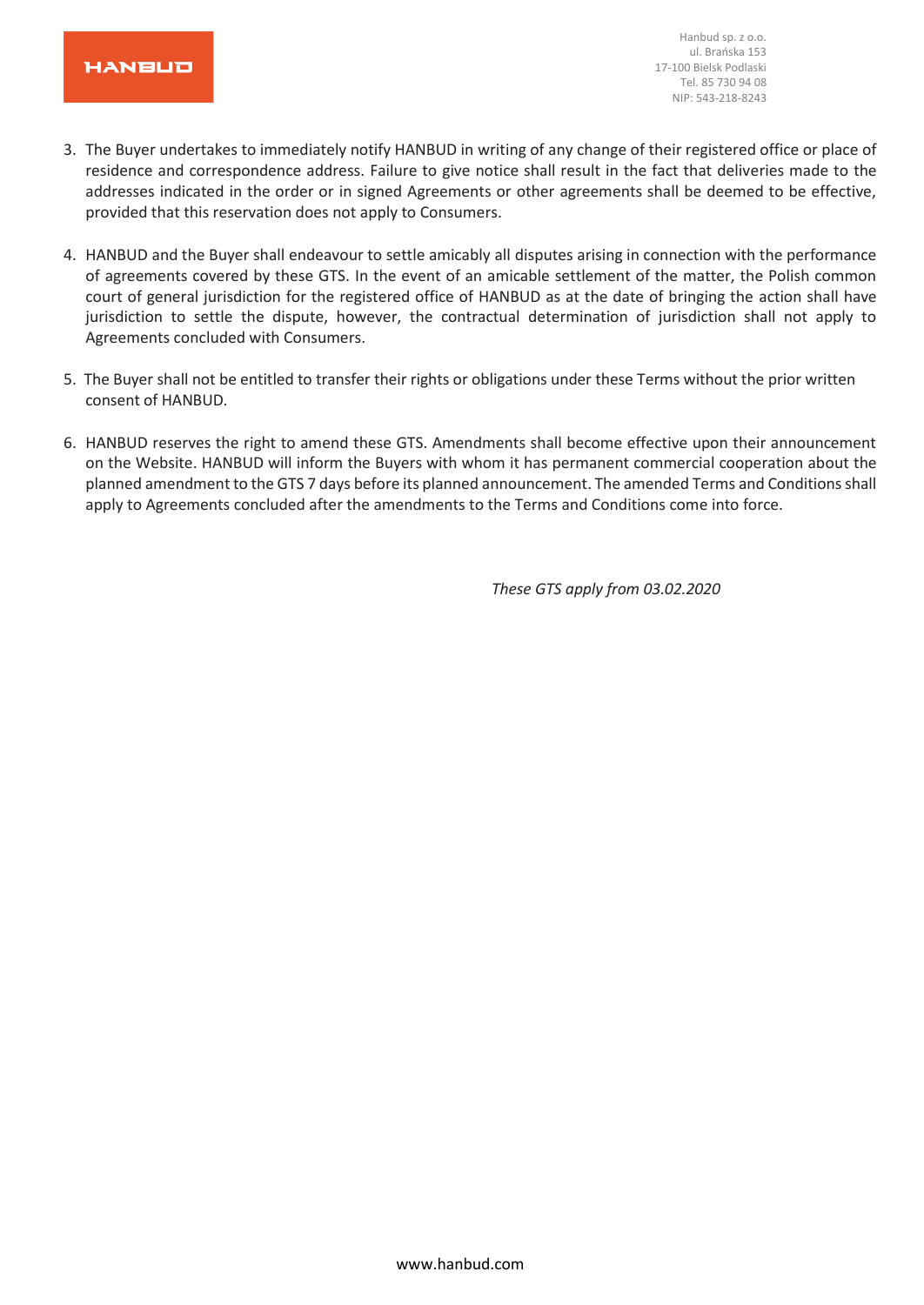3. The Buyer undertakes to immediately notify HANBUD in writing of any change of their registered office or place of residence and correspondence address. Failure to give notice shall result in the fact that deliveries made to the addresses indicated in the order or in signed Agreements or other agreements shall be deemed to be effective, provided that this reservation does not apply to Consumers.

4. HANBUD and the Buyer shall endeavour to settle amicably all disputes arising in connection with the performance of agreements covered by these GTS. In the event of an amicable settlement of the matter, the Polish common court of general jurisdiction for the registered office of HANBUD as at the date of bringing the action shall have jurisdiction to settle the dispute, however, the contractual determination of jurisdiction shall not apply to Agreements concluded with Consumers.

5. The Buyer shall not be entitled to transfer their rights or obligations under these Terms without the prior written consent of HANBUD.

6. HANBUD reserves the right to amend these GTS. Amendments shall become effective upon their announcement on the Website. HANBUD will inform the Buyers with whom it has permanent commercial cooperation about the planned amendment to the GTS 7 days before its planned announcement. The amended Terms and Conditions shall apply to Agreements concluded after the amendments to the Terms and Conditions come into force.

*These GTS apply from 03.02.2020*